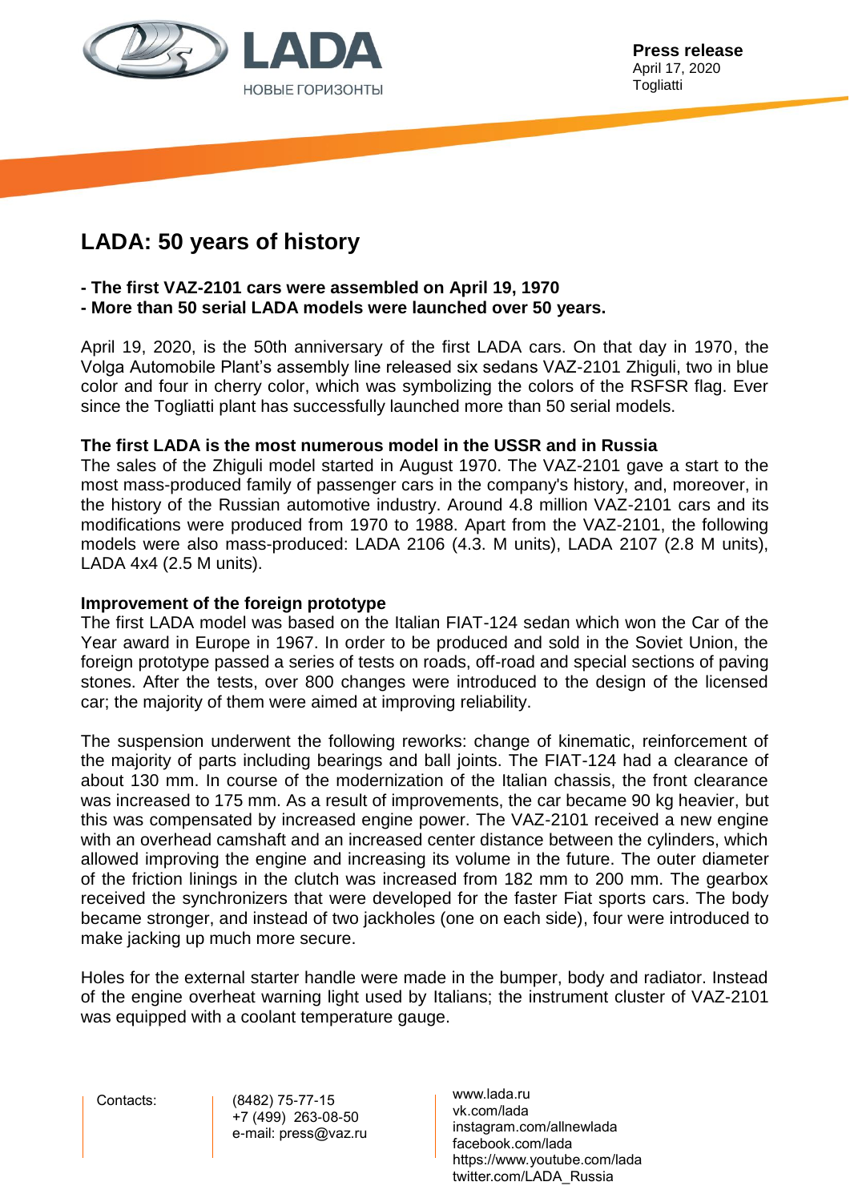LADA
НОВЫЕ ГОРИЗОНТЫ

**Press release**
April 17, 2020
Togliatti

# LADA: 50 years of history

**- The first VAZ-2101 cars were assembled on April 19, 1970**
**- More than 50 serial LADA models were launched over 50 years.**

April 19, 2020, is the 50th anniversary of the first LADA cars. On that day in 1970, the Volga Automobile Plant's assembly line released six sedans VAZ-2101 Zhiguli, two in blue color and four in cherry color, which was symbolizing the colors of the RSFSR flag. Ever since the Togliatti plant has successfully launched more than 50 serial models.

**The first LADA is the most numerous model in the USSR and in Russia**
The sales of the Zhiguli model started in August 1970. The VAZ-2101 gave a start to the most mass-produced family of passenger cars in the company's history, and, moreover, in the history of the Russian automotive industry. Around 4.8 million VAZ-2101 cars and its modifications were produced from 1970 to 1988. Apart from the VAZ-2101, the following models were also mass-produced: LADA 2106 (4.3. M units), LADA 2107 (2.8 M units), LADA 4x4 (2.5 M units).

**Improvement of the foreign prototype**
The first LADA model was based on the Italian FIAT-124 sedan which won the Car of the Year award in Europe in 1967. In order to be produced and sold in the Soviet Union, the foreign prototype passed a series of tests on roads, off-road and special sections of paving stones. After the tests, over 800 changes were introduced to the design of the licensed car; the majority of them were aimed at improving reliability.

The suspension underwent the following reworks: change of kinematic, reinforcement of the majority of parts including bearings and ball joints. The FIAT-124 had a clearance of about 130 mm. In course of the modernization of the Italian chassis, the front clearance was increased to 175 mm. As a result of improvements, the car became 90 kg heavier, but this was compensated by increased engine power. The VAZ-2101 received a new engine with an overhead camshaft and an increased center distance between the cylinders, which allowed improving the engine and increasing its volume in the future. The outer diameter of the friction linings in the clutch was increased from 182 mm to 200 mm. The gearbox received the synchronizers that were developed for the faster Fiat sports cars. The body became stronger, and instead of two jackholes (one on each side), four were introduced to make jacking up much more secure.

Holes for the external starter handle were made in the bumper, body and radiator. Instead of the engine overheat warning light used by Italians; the instrument cluster of VAZ-2101 was equipped with a coolant temperature gauge.

Contacts:

(8482) 75-77-15
+7 (499) 263-08-50
e-mail: press@vaz.ru

www.lada.ru
vk.com/lada
instagram.com/allnewlada
facebook.com/lada
https://www.youtube.com/lada
twitter.com/LADA_Russia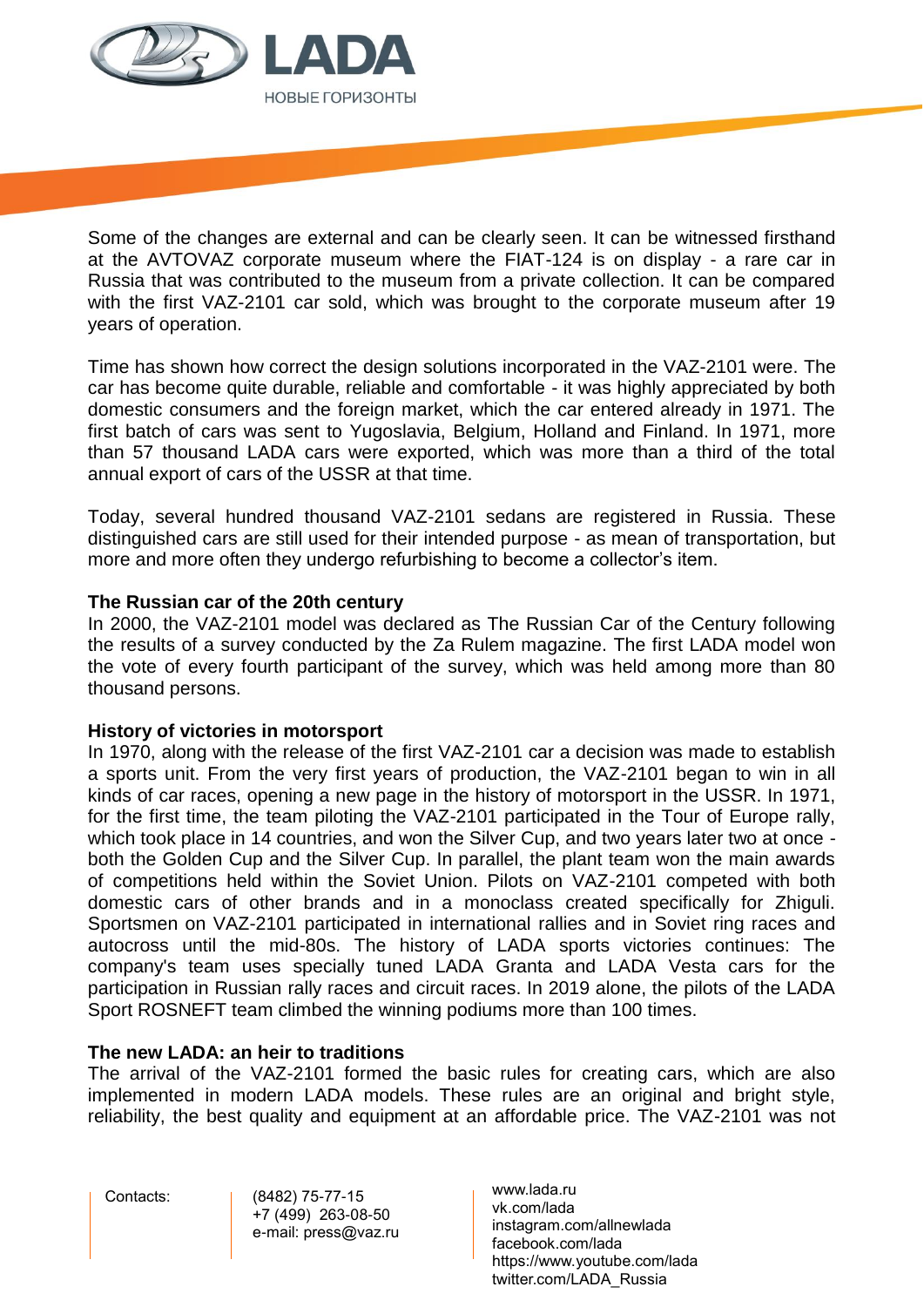Some of the changes are external and can be clearly seen. It can be witnessed firsthand at the AVTOVAZ corporate museum where the FIAT-124 is on display - a rare car in Russia that was contributed to the museum from a private collection. It can be compared with the first VAZ-2101 car sold, which was brought to the corporate museum after 19 years of operation.

Time has shown how correct the design solutions incorporated in the VAZ-2101 were. The car has become quite durable, reliable and comfortable - it was highly appreciated by both domestic consumers and the foreign market, which the car entered already in 1971. The first batch of cars was sent to Yugoslavia, Belgium, Holland and Finland. In 1971, more than 57 thousand LADA cars were exported, which was more than a third of the total annual export of cars of the USSR at that time.

Today, several hundred thousand VAZ-2101 sedans are registered in Russia. These distinguished cars are still used for their intended purpose - as mean of transportation, but more and more often they undergo refurbishing to become a collector's item.

**The Russian car of the 20th century**
In 2000, the VAZ-2101 model was declared as The Russian Car of the Century following the results of a survey conducted by the Za Rulem magazine. The first LADA model won the vote of every fourth participant of the survey, which was held among more than 80 thousand persons.

**History of victories in motorsport**
In 1970, along with the release of the first VAZ-2101 car a decision was made to establish a sports unit. From the very first years of production, the VAZ-2101 began to win in all kinds of car races, opening a new page in the history of motorsport in the USSR. In 1971, for the first time, the team piloting the VAZ-2101 participated in the Tour of Europe rally, which took place in 14 countries, and won the Silver Cup, and two years later two at once - both the Golden Cup and the Silver Cup. In parallel, the plant team won the main awards of competitions held within the Soviet Union. Pilots on VAZ-2101 competed with both domestic cars of other brands and in a monoclass created specifically for Zhiguli. Sportsmen on VAZ-2101 participated in international rallies and in Soviet ring races and autocross until the mid-80s. The history of LADA sports victories continues: The company's team uses specially tuned LADA Granta and LADA Vesta cars for the participation in Russian rally races and circuit races. In 2019 alone, the pilots of the LADA Sport ROSNEFT team climbed the winning podiums more than 100 times.

**The new LADA: an heir to traditions**
The arrival of the VAZ-2101 formed the basic rules for creating cars, which are also implemented in modern LADA models. These rules are an original and bright style, reliability, the best quality and equipment at an affordable price. The VAZ-2101 was not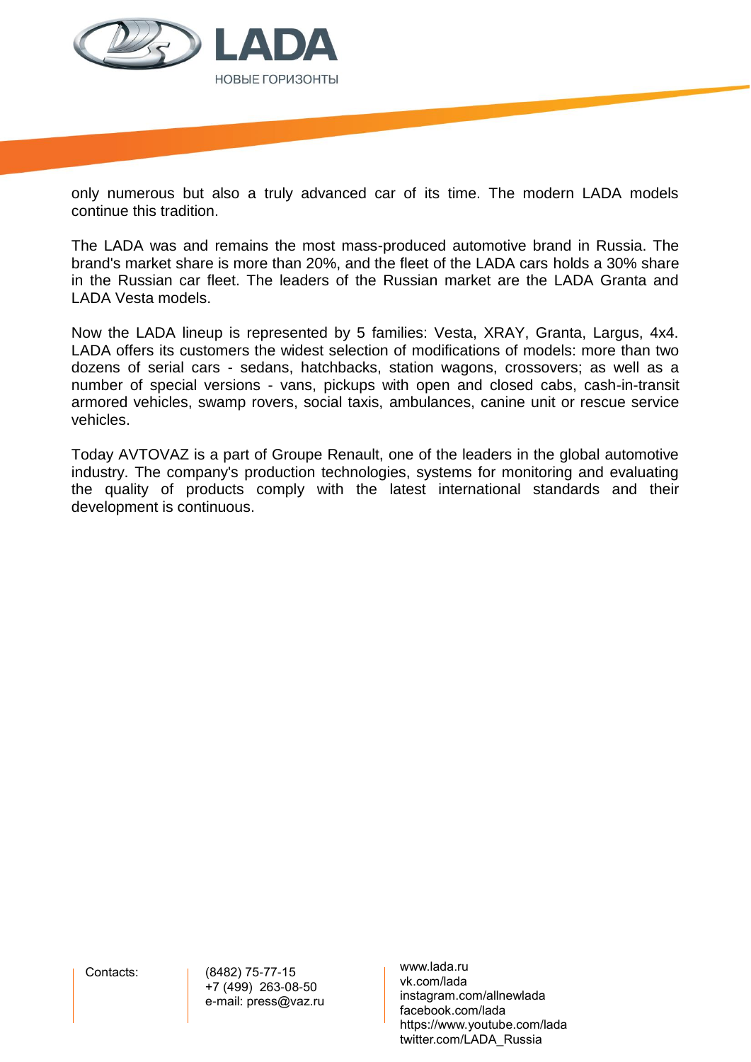only numerous but also a truly advanced car of its time. The modern LADA models continue this tradition.

The LADA was and remains the most mass-produced automotive brand in Russia. The brand's market share is more than 20%, and the fleet of the LADA cars holds a 30% share in the Russian car fleet. The leaders of the Russian market are the LADA Granta and LADA Vesta models.

Now the LADA lineup is represented by 5 families: Vesta, XRAY, Granta, Largus, 4x4. LADA offers its customers the widest selection of modifications of models: more than two dozens of serial cars - sedans, hatchbacks, station wagons, crossovers; as well as a number of special versions - vans, pickups with open and closed cabs, cash-in-transit armored vehicles, swamp rovers, social taxis, ambulances, canine unit or rescue service vehicles.

Today AVTOVAZ is a part of Groupe Renault, one of the leaders in the global automotive industry. The company's production technologies, systems for monitoring and evaluating the quality of products comply with the latest international standards and their development is continuous.